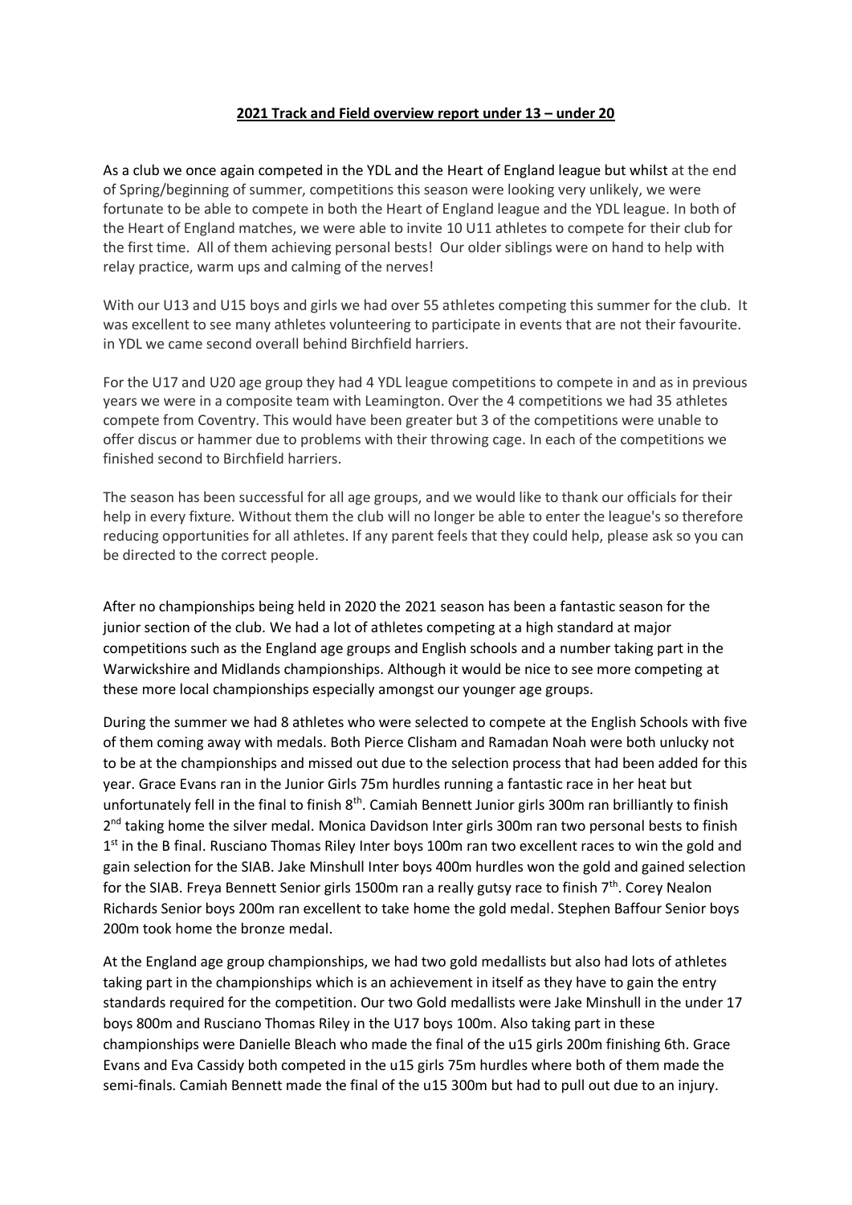# **2021 Track and Field overview report under 13 – under 20**

As a club we once again competed in the YDL and the Heart of England league but whilst at the end of Spring/beginning of summer, competitions this season were looking very unlikely, we were fortunate to be able to compete in both the Heart of England league and the YDL league. In both of the Heart of England matches, we were able to invite 10 U11 athletes to compete for their club for the first time. All of them achieving personal bests! Our older siblings were on hand to help with relay practice, warm ups and calming of the nerves!

With our U13 and U15 boys and girls we had over 55 athletes competing this summer for the club. It was excellent to see many athletes volunteering to participate in events that are not their favourite. in YDL we came second overall behind Birchfield harriers.

For the U17 and U20 age group they had 4 YDL league competitions to compete in and as in previous years we were in a composite team with Leamington. Over the 4 competitions we had 35 athletes compete from Coventry. This would have been greater but 3 of the competitions were unable to offer discus or hammer due to problems with their throwing cage. In each of the competitions we finished second to Birchfield harriers.

The season has been successful for all age groups, and we would like to thank our officials for their help in every fixture. Without them the club will no longer be able to enter the league's so therefore reducing opportunities for all athletes. If any parent feels that they could help, please ask so you can be directed to the correct people.

After no championships being held in 2020 the 2021 season has been a fantastic season for the junior section of the club. We had a lot of athletes competing at a high standard at major competitions such as the England age groups and English schools and a number taking part in the Warwickshire and Midlands championships. Although it would be nice to see more competing at these more local championships especially amongst our younger age groups.

During the summer we had 8 athletes who were selected to compete at the English Schools with five of them coming away with medals. Both Pierce Clisham and Ramadan Noah were both unlucky not to be at the championships and missed out due to the selection process that had been added for this year. Grace Evans ran in the Junior Girls 75m hurdles running a fantastic race in her heat but unfortunately fell in the final to finish 8th. Camiah Bennett Junior girls 300m ran brilliantly to finish 2nd taking home the silver medal. Monica Davidson Inter girls 300m ran two personal bests to finish 1st in the B final. Rusciano Thomas Riley Inter boys 100m ran two excellent races to win the gold and gain selection for the SIAB. Jake Minshull Inter boys 400m hurdles won the gold and gained selection for the SIAB. Freya Bennett Senior girls 1500m ran a really gutsy race to finish 7th. Corey Nealon Richards Senior boys 200m ran excellent to take home the gold medal. Stephen Baffour Senior boys 200m took home the bronze medal.

At the England age group championships, we had two gold medallists but also had lots of athletes taking part in the championships which is an achievement in itself as they have to gain the entry standards required for the competition. Our two Gold medallists were Jake Minshull in the under 17 boys 800m and Rusciano Thomas Riley in the U17 boys 100m. Also taking part in these championships were Danielle Bleach who made the final of the u15 girls 200m finishing 6th. Grace Evans and Eva Cassidy both competed in the u15 girls 75m hurdles where both of them made the semi-finals. Camiah Bennett made the final of the u15 300m but had to pull out due to an injury.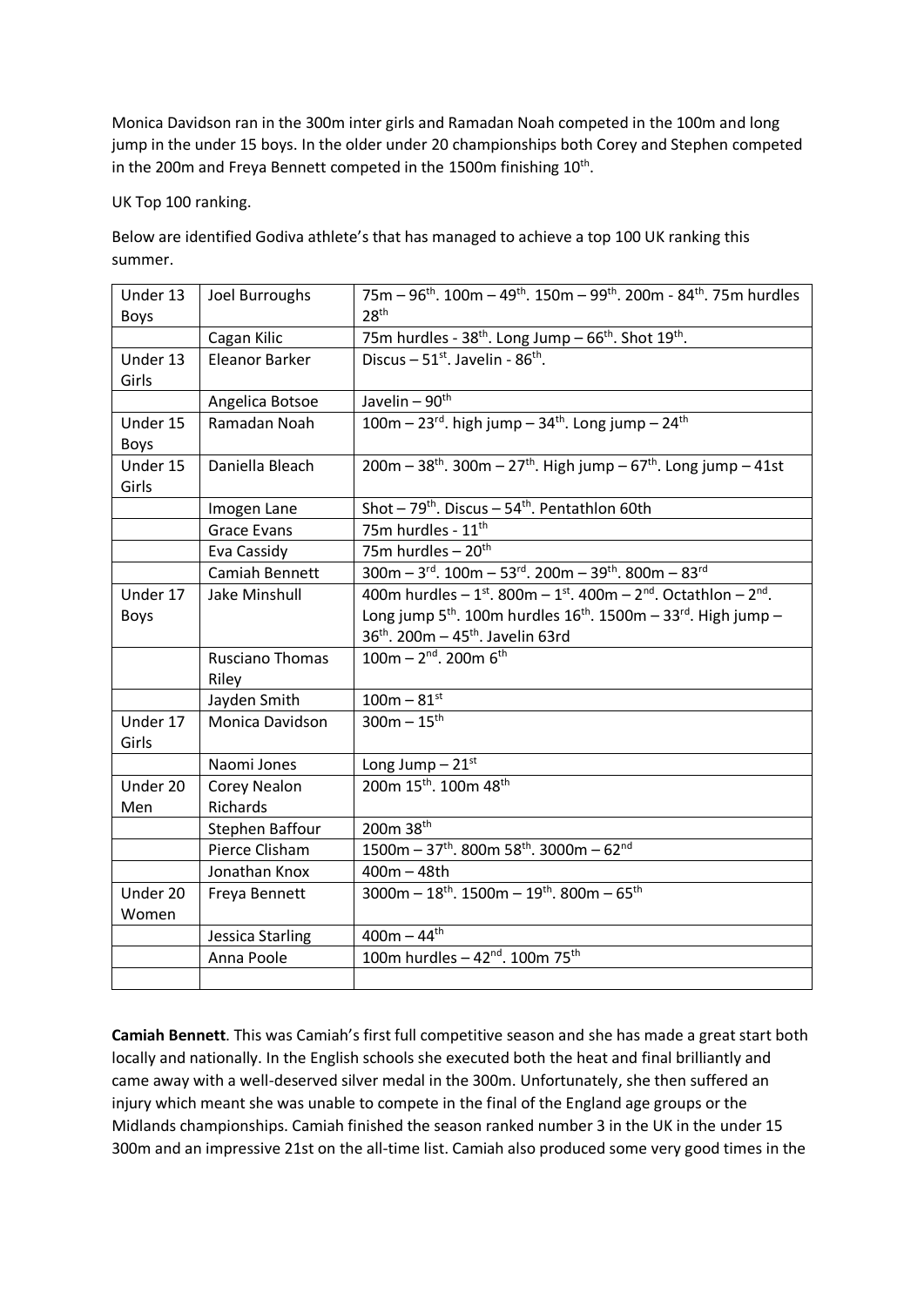Monica Davidson ran in the 300m inter girls and Ramadan Noah competed in the 100m and long jump in the under 15 boys. In the older under 20 championships both Corey and Stephen competed in the 200m and Freya Bennett competed in the 1500m finishing 10th.

UK Top 100 ranking.

Below are identified Godiva athlete's that has managed to achieve a top 100 UK ranking this summer.

| | | |
|---|---|---|
| Under 13 Boys | Joel Burroughs | 75m – 96th. 100m – 49th. 150m – 99th. 200m - 84th. 75m hurdles 28th |
| | Cagan Kilic | 75m hurdles - 38th. Long Jump – 66th. Shot 19th. |
| Under 13 Girls | Eleanor Barker | Discus – 51st. Javelin - 86th. |
| | Angelica Botsoe | Javelin – 90th |
| Under 15 Boys | Ramadan Noah | 100m – 23rd. high jump – 34th. Long jump – 24th |
| Under 15 Girls | Daniella Bleach | 200m – 38th. 300m – 27th. High jump – 67th. Long jump – 41st |
| | Imogen Lane | Shot – 79th. Discus – 54th. Pentathlon 60th |
| | Grace Evans | 75m hurdles - 11th |
| | Eva Cassidy | 75m hurdles – 20th |
| | Camiah Bennett | 300m – 3rd. 100m – 53rd. 200m – 39th. 800m – 83rd |
| Under 17 Boys | Jake Minshull | 400m hurdles – 1st. 800m – 1st. 400m – 2nd. Octathlon – 2nd. Long jump 5th. 100m hurdles 16th. 1500m – 33rd. High jump – 36th. 200m – 45th. Javelin 63rd |
| | Rusciano Thomas Riley | 100m – 2nd. 200m 6th |
| | Jayden Smith | 100m – 81st |
| Under 17 Girls | Monica Davidson | 300m – 15th |
| | Naomi Jones | Long Jump – 21st |
| Under 20 Men | Corey Nealon Richards | 200m 15th. 100m 48th |
| | Stephen Baffour | 200m 38th |
| | Pierce Clisham | 1500m – 37th. 800m 58th. 3000m – 62nd |
| | Jonathan Knox | 400m – 48th |
| Under 20 Women | Freya Bennett | 3000m – 18th. 1500m – 19th. 800m – 65th |
| | Jessica Starling | 400m – 44th |
| | Anna Poole | 100m hurdles – 42nd. 100m 75th |
| | | |

**Camiah Bennett**. This was Camiah's first full competitive season and she has made a great start both locally and nationally. In the English schools she executed both the heat and final brilliantly and came away with a well-deserved silver medal in the 300m. Unfortunately, she then suffered an injury which meant she was unable to compete in the final of the England age groups or the Midlands championships. Camiah finished the season ranked number 3 in the UK in the under 15 300m and an impressive 21st on the all-time list. Camiah also produced some very good times in the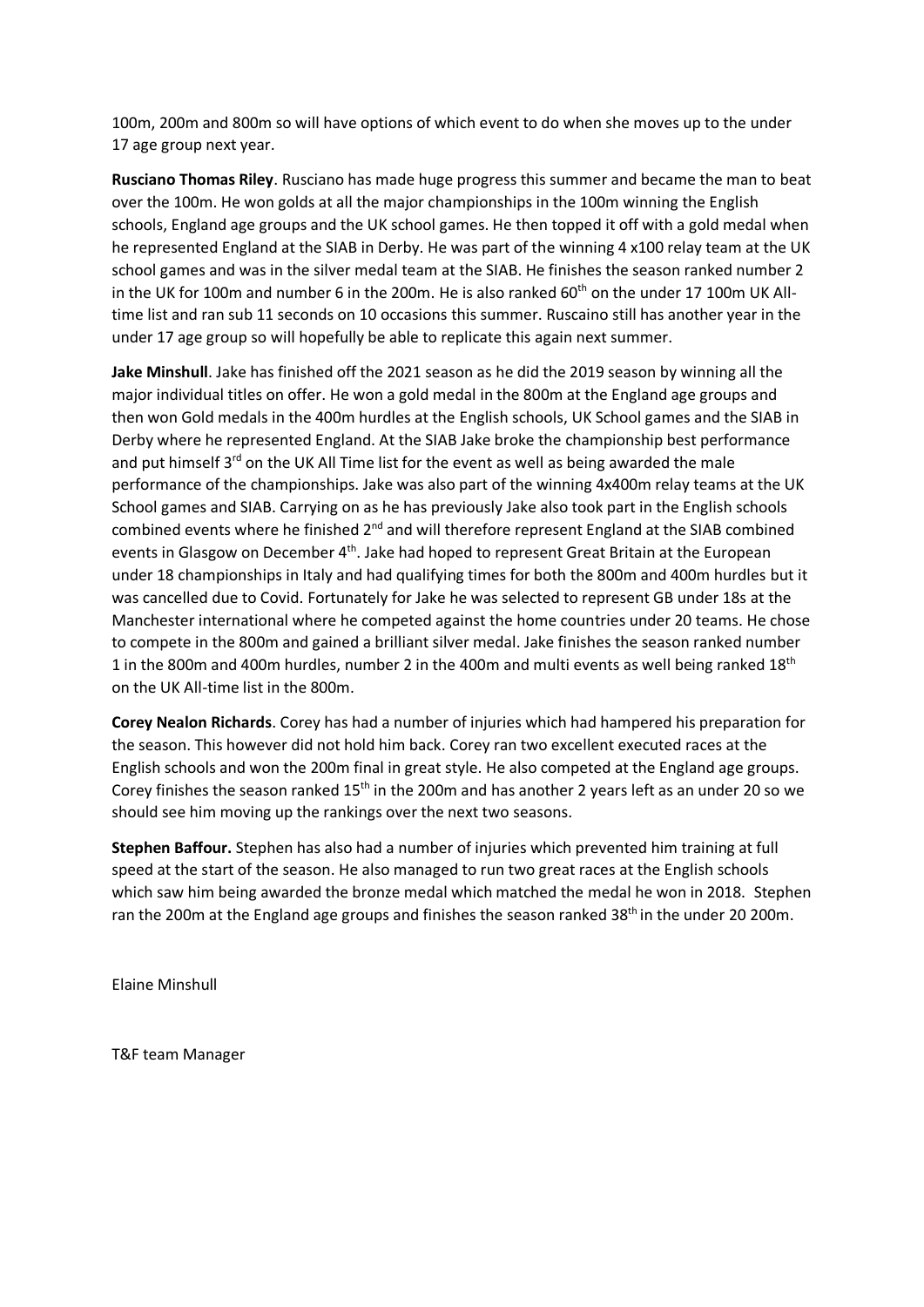100m, 200m and 800m so will have options of which event to do when she moves up to the under 17 age group next year.

**Rusciano Thomas Riley**. Rusciano has made huge progress this summer and became the man to beat over the 100m. He won golds at all the major championships in the 100m winning the English schools, England age groups and the UK school games. He then topped it off with a gold medal when he represented England at the SIAB in Derby. He was part of the winning 4 x100 relay team at the UK school games and was in the silver medal team at the SIAB. He finishes the season ranked number 2 in the UK for 100m and number 6 in the 200m. He is also ranked 60th on the under 17 100m UK All-time list and ran sub 11 seconds on 10 occasions this summer. Ruscaino still has another year in the under 17 age group so will hopefully be able to replicate this again next summer.

**Jake Minshull**. Jake has finished off the 2021 season as he did the 2019 season by winning all the major individual titles on offer. He won a gold medal in the 800m at the England age groups and then won Gold medals in the 400m hurdles at the English schools, UK School games and the SIAB in Derby where he represented England. At the SIAB Jake broke the championship best performance and put himself 3rd on the UK All Time list for the event as well as being awarded the male performance of the championships. Jake was also part of the winning 4x400m relay teams at the UK School games and SIAB. Carrying on as he has previously Jake also took part in the English schools combined events where he finished 2nd and will therefore represent England at the SIAB combined events in Glasgow on December 4th. Jake had hoped to represent Great Britain at the European under 18 championships in Italy and had qualifying times for both the 800m and 400m hurdles but it was cancelled due to Covid. Fortunately for Jake he was selected to represent GB under 18s at the Manchester international where he competed against the home countries under 20 teams. He chose to compete in the 800m and gained a brilliant silver medal. Jake finishes the season ranked number 1 in the 800m and 400m hurdles, number 2 in the 400m and multi events as well being ranked 18th on the UK All-time list in the 800m.

**Corey Nealon Richards**. Corey has had a number of injuries which had hampered his preparation for the season. This however did not hold him back. Corey ran two excellent executed races at the English schools and won the 200m final in great style. He also competed at the England age groups. Corey finishes the season ranked 15th in the 200m and has another 2 years left as an under 20 so we should see him moving up the rankings over the next two seasons.

**Stephen Baffour.** Stephen has also had a number of injuries which prevented him training at full speed at the start of the season. He also managed to run two great races at the English schools which saw him being awarded the bronze medal which matched the medal he won in 2018. Stephen ran the 200m at the England age groups and finishes the season ranked 38th in the under 20 200m.

Elaine Minshull

T&F team Manager